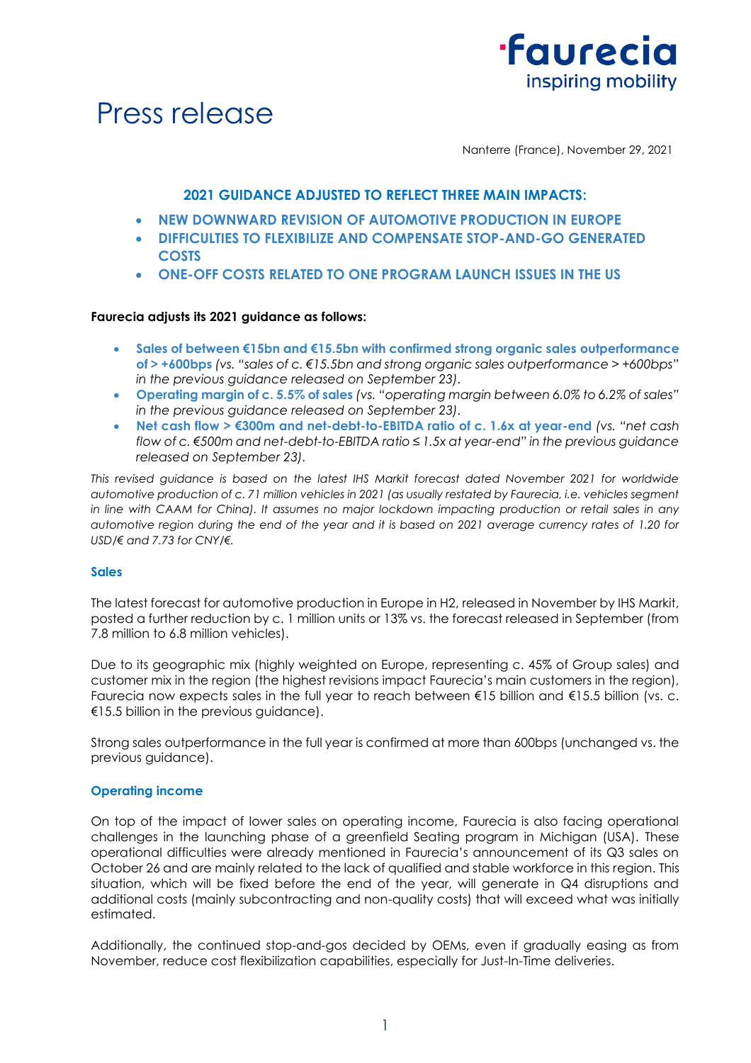# Press release

Nanterre (France), November 29, 2021

## 2021 GUIDANCE ADJUSTED TO REFLECT THREE MAIN IMPACTS:

- **NEW DOWNWARD REVISION OF AUTOMOTIVE PRODUCTION IN EUROPE**
- **DIFFICULTIES TO FLEXIBILIZE AND COMPENSATE STOP-AND-GO GENERATED COSTS**
- **ONE-OFF COSTS RELATED TO ONE PROGRAM LAUNCH ISSUES IN THE US**

**Faurecia adjusts its 2021 guidance as follows:**

- **Sales of between €15bn and €15.5bn with confirmed strong organic sales outperformance of > +600bps** *(vs. "sales of c. €15.5bn and strong organic sales outperformance > +600bps" in the previous guidance released on September 23).*
- **Operating margin of c. 5.5% of sales** *(vs. "operating margin between 6.0% to 6.2% of sales" in the previous guidance released on September 23).*
- **Net cash flow > €300m and net-debt-to-EBITDA ratio of c. 1.6x at year-end** *(vs. "net cash flow of c. €500m and net-debt-to-EBITDA ratio ≤ 1.5x at year-end" in the previous guidance released on September 23).*

*This revised guidance is based on the latest IHS Markit forecast dated November 2021 for worldwide automotive production of c. 71 million vehicles in 2021 (as usually restated by Faurecia, i.e. vehicles segment in line with CAAM for China). It assumes no major lockdown impacting production or retail sales in any automotive region during the end of the year and it is based on 2021 average currency rates of 1.20 for USD/€ and 7.73 for CNY/€.*

### Sales

The latest forecast for automotive production in Europe in H2, released in November by IHS Markit, posted a further reduction by c. 1 million units or 13% vs. the forecast released in September (from 7.8 million to 6.8 million vehicles).

Due to its geographic mix (highly weighted on Europe, representing c. 45% of Group sales) and customer mix in the region (the highest revisions impact Faurecia's main customers in the region), Faurecia now expects sales in the full year to reach between €15 billion and €15.5 billion (vs. c. €15.5 billion in the previous guidance).

Strong sales outperformance in the full year is confirmed at more than 600bps (unchanged vs. the previous guidance).

### Operating income

On top of the impact of lower sales on operating income, Faurecia is also facing operational challenges in the launching phase of a greenfield Seating program in Michigan (USA). These operational difficulties were already mentioned in Faurecia's announcement of its Q3 sales on October 26 and are mainly related to the lack of qualified and stable workforce in this region. This situation, which will be fixed before the end of the year, will generate in Q4 disruptions and additional costs (mainly subcontracting and non-quality costs) that will exceed what was initially estimated.

Additionally, the continued stop-and-gos decided by OEMs, even if gradually easing as from November, reduce cost flexibilization capabilities, especially for Just-In-Time deliveries.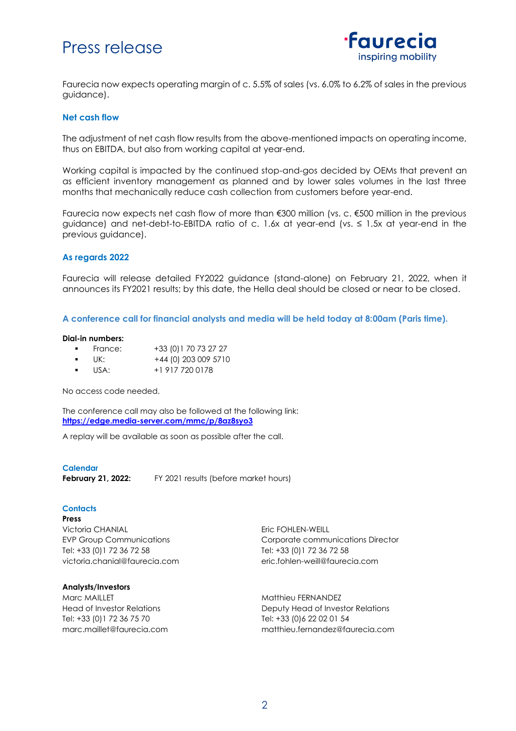Faurecia now expects operating margin of c. 5.5% of sales (vs. 6.0% to 6.2% of sales in the previous guidance).

### Net cash flow

The adjustment of net cash flow results from the above-mentioned impacts on operating income, thus on EBITDA, but also from working capital at year-end.

Working capital is impacted by the continued stop-and-gos decided by OEMs that prevent an as efficient inventory management as planned and by lower sales volumes in the last three months that mechanically reduce cash collection from customers before year-end.

Faurecia now expects net cash flow of more than €300 million (vs. c. €500 million in the previous guidance) and net-debt-to-EBITDA ratio of c. 1.6x at year-end (vs. ≤ 1.5x at year-end in the previous guidance).

### As regards 2022

Faurecia will release detailed FY2022 guidance (stand-alone) on February 21, 2022, when it announces its FY2021 results; by this date, the Hella deal should be closed or near to be closed.

### A conference call for financial analysts and media will be held today at 8:00am (Paris time).

**Dial-in numbers:**

- France: +33 (0)1 70 73 27 27
- UK: +44 (0) 203 009 5710
- USA: +1 917 720 0178

No access code needed.

The conference call may also be followed at the following link:
**https://edge.media-server.com/mmc/p/8az8syo3**

A replay will be available as soon as possible after the call.

### Calendar

**February 21, 2022:** FY 2021 results (before market hours)

### Contacts

**Press**

Victoria CHANIAL
EVP Group Communications
Tel: +33 (0)1 72 36 72 58
victoria.chanial@faurecia.com

Eric FOHLEN-WEILL
Corporate communications Director
Tel: +33 (0)1 72 36 72 58
eric.fohlen-weill@faurecia.com

**Analysts/Investors**

Marc MAILLET
Head of Investor Relations
Tel: +33 (0)1 72 36 75 70
marc.maillet@faurecia.com

Matthieu FERNANDEZ
Deputy Head of Investor Relations
Tel: +33 (0)6 22 02 01 54
matthieu.fernandez@faurecia.com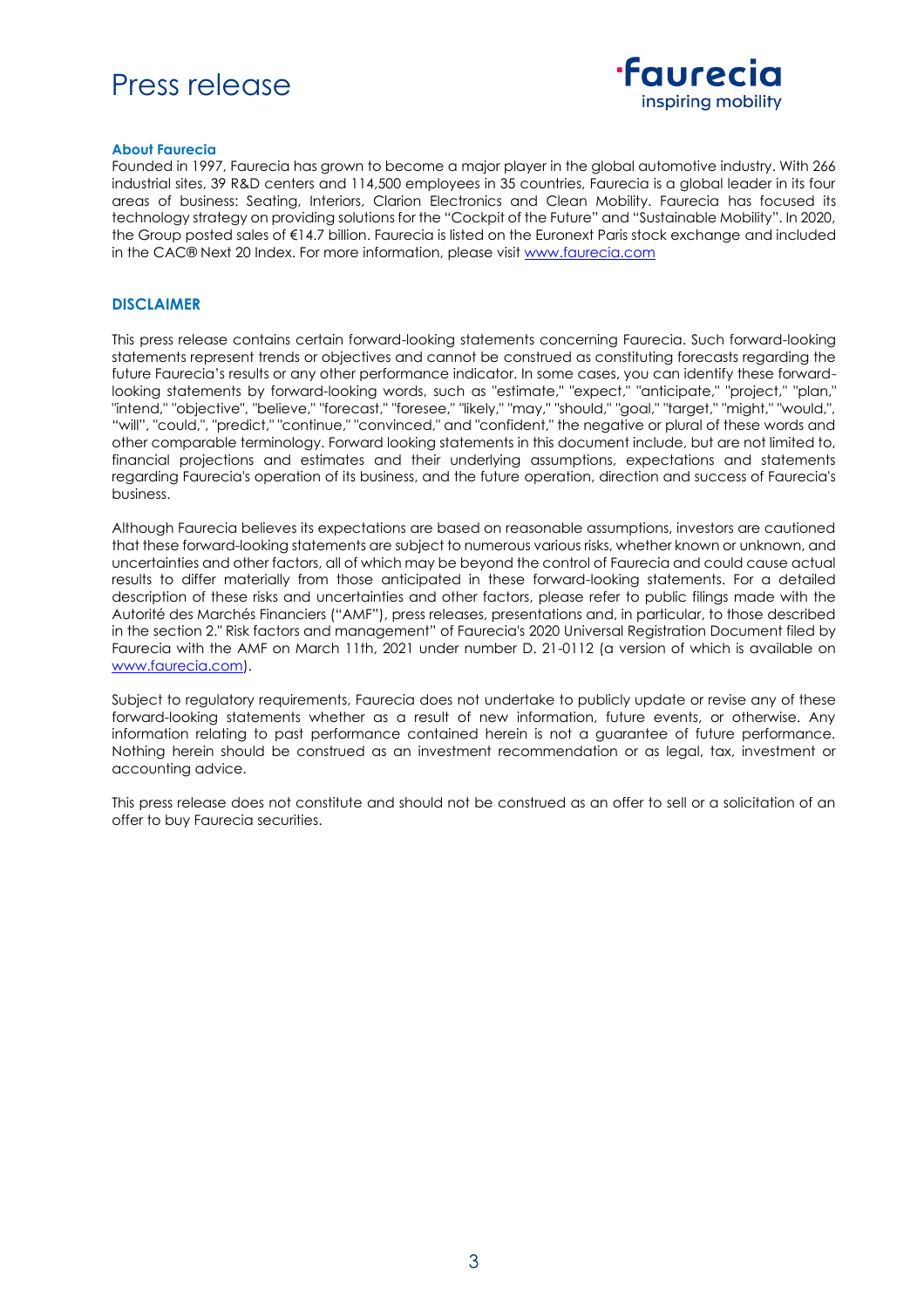### About Faurecia

Founded in 1997, Faurecia has grown to become a major player in the global automotive industry. With 266 industrial sites, 39 R&D centers and 114,500 employees in 35 countries, Faurecia is a global leader in its four areas of business: Seating, Interiors, Clarion Electronics and Clean Mobility. Faurecia has focused its technology strategy on providing solutions for the "Cockpit of the Future" and "Sustainable Mobility". In 2020, the Group posted sales of €14.7 billion. Faurecia is listed on the Euronext Paris stock exchange and included in the CAC® Next 20 Index. For more information, please visit www.faurecia.com

## DISCLAIMER

This press release contains certain forward-looking statements concerning Faurecia. Such forward-looking statements represent trends or objectives and cannot be construed as constituting forecasts regarding the future Faurecia's results or any other performance indicator. In some cases, you can identify these forward-looking statements by forward-looking words, such as "estimate," "expect," "anticipate," "project," "plan," "intend," "objective", "believe," "forecast," "foresee," "likely," "may," "should," "goal," "target," "might," "would,", "will", "could,", "predict," "continue," "convinced," and "confident," the negative or plural of these words and other comparable terminology. Forward looking statements in this document include, but are not limited to, financial projections and estimates and their underlying assumptions, expectations and statements regarding Faurecia's operation of its business, and the future operation, direction and success of Faurecia's business.

Although Faurecia believes its expectations are based on reasonable assumptions, investors are cautioned that these forward-looking statements are subject to numerous various risks, whether known or unknown, and uncertainties and other factors, all of which may be beyond the control of Faurecia and could cause actual results to differ materially from those anticipated in these forward-looking statements. For a detailed description of these risks and uncertainties and other factors, please refer to public filings made with the Autorité des Marchés Financiers ("AMF"), press releases, presentations and, in particular, to those described in the section 2." Risk factors and management" of Faurecia's 2020 Universal Registration Document filed by Faurecia with the AMF on March 11th, 2021 under number D. 21-0112 (a version of which is available on www.faurecia.com).

Subject to regulatory requirements, Faurecia does not undertake to publicly update or revise any of these forward-looking statements whether as a result of new information, future events, or otherwise. Any information relating to past performance contained herein is not a guarantee of future performance. Nothing herein should be construed as an investment recommendation or as legal, tax, investment or accounting advice.

This press release does not constitute and should not be construed as an offer to sell or a solicitation of an offer to buy Faurecia securities.